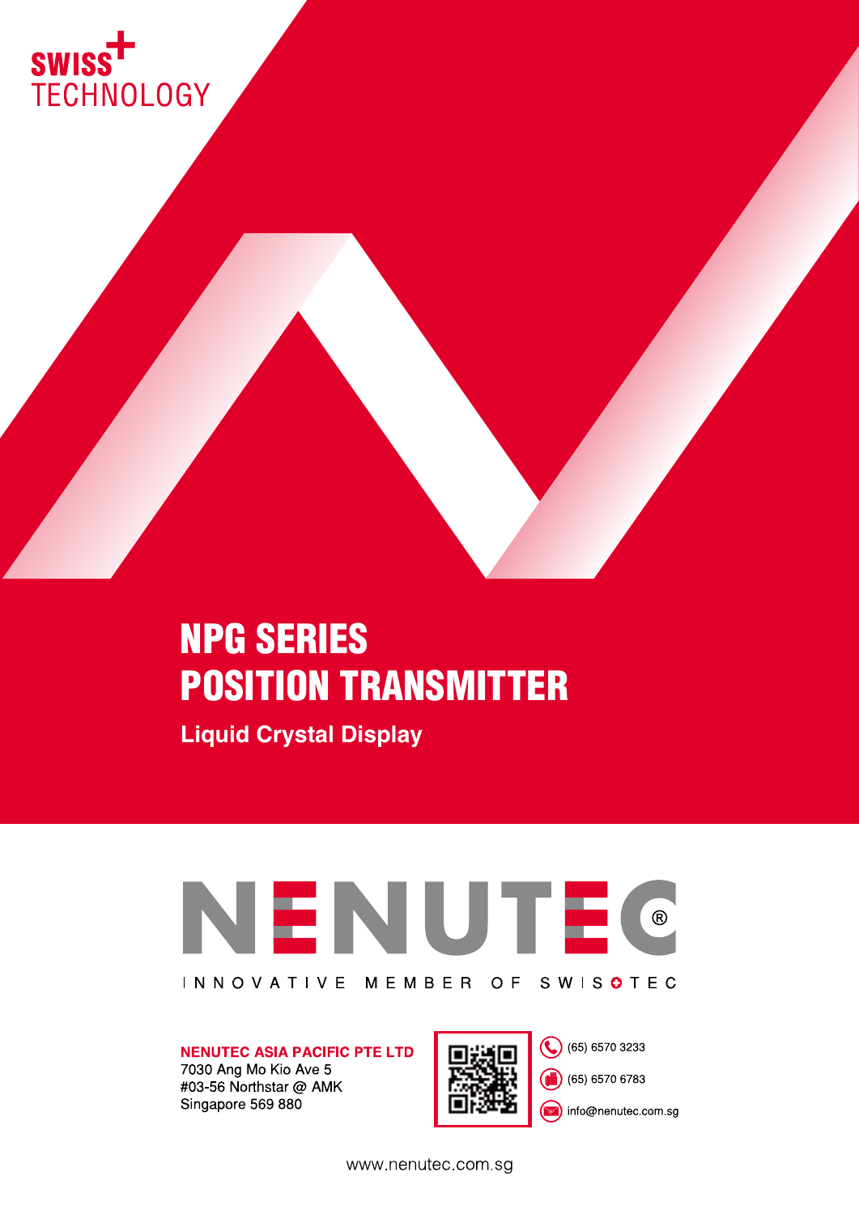SWISS TECHNOLOGY

# NPG SERIES POSITION TRANSMITTER

## Liquid Crystal Display

NENUTEC®

INNOVATIVE MEMBER OF SWISOTEC

**NENUTEC ASIA PACIFIC PTE LTD**
7030 Ang Mo Kio Ave 5
#03-56 Northstar @ AMK
Singapore 569 880

(65) 6570 3233

(65) 6570 6783

info@nenutec.com.sg

www.nenutec.com.sg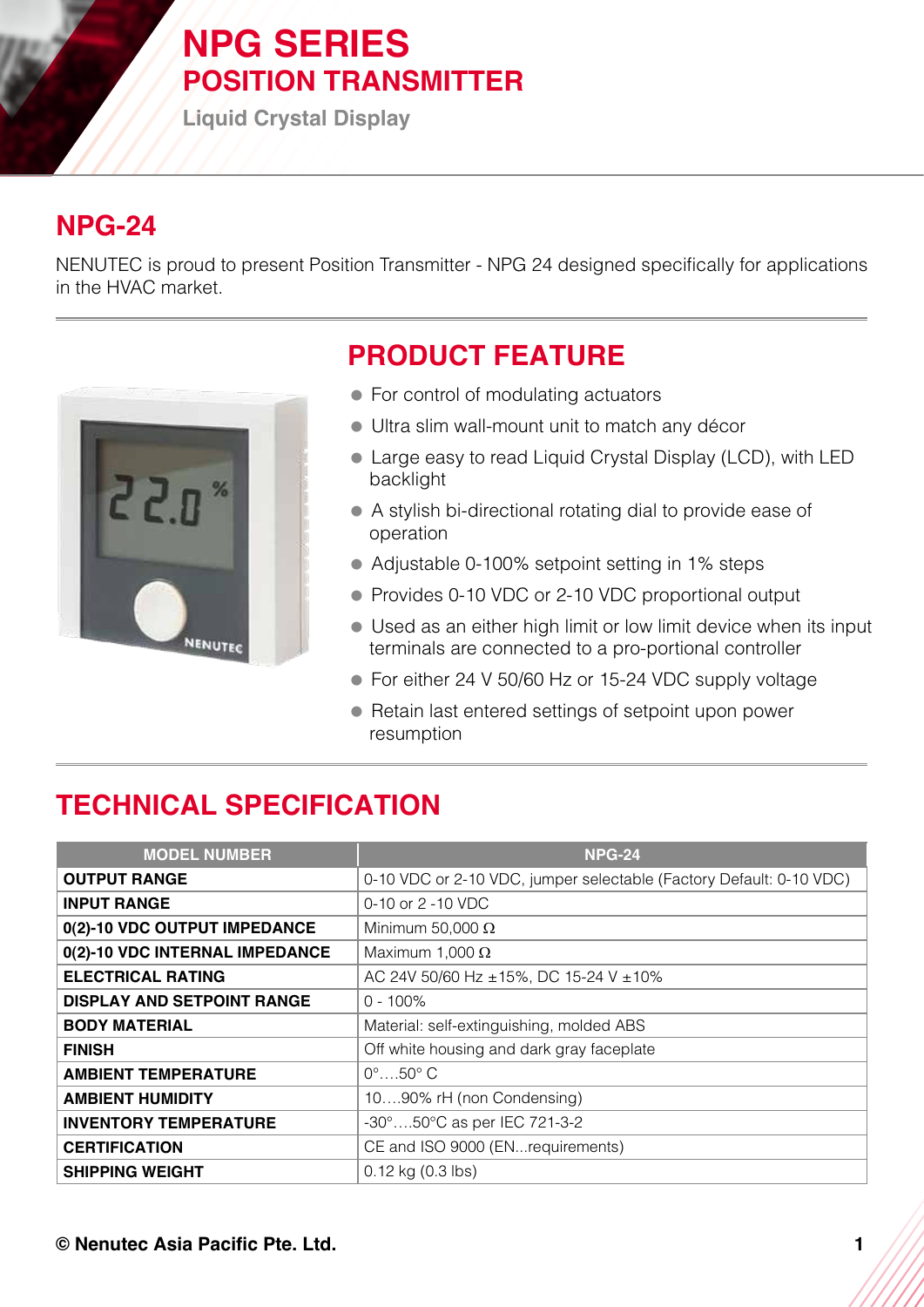# NPG SERIES
## POSITION TRANSMITTER
### Liquid Crystal Display

## NPG-24

NENUTEC is proud to present Position Transmitter - NPG 24 designed specifically for applications in the HVAC market.

## PRODUCT FEATURE

- For control of modulating actuators
- Ultra slim wall-mount unit to match any décor
- Large easy to read Liquid Crystal Display (LCD), with LED backlight
- A stylish bi-directional rotating dial to provide ease of operation
- Adjustable 0-100% setpoint setting in 1% steps
- Provides 0-10 VDC or 2-10 VDC proportional output
- Used as an either high limit or low limit device when its input terminals are connected to a pro-portional controller
- For either 24 V 50/60 Hz or 15-24 VDC supply voltage
- Retain last entered settings of setpoint upon power resumption

## TECHNICAL SPECIFICATION

| MODEL NUMBER | NPG-24 |
|---|---|
| **OUTPUT RANGE** | 0-10 VDC or 2-10 VDC, jumper selectable (Factory Default: 0-10 VDC) |
| **INPUT RANGE** | 0-10 or 2 -10 VDC |
| **0(2)-10 VDC OUTPUT IMPEDANCE** | Minimum 50,000 Ω |
| **0(2)-10 VDC INTERNAL IMPEDANCE** | Maximum 1,000 Ω |
| **ELECTRICAL RATING** | AC 24V 50/60 Hz ±15%, DC 15-24 V ±10% |
| **DISPLAY AND SETPOINT RANGE** | 0 - 100% |
| **BODY MATERIAL** | Material: self-extinguishing, molded ABS |
| **FINISH** | Off white housing and dark gray faceplate |
| **AMBIENT TEMPERATURE** | 0°….50° C |
| **AMBIENT HUMIDITY** | 10….90% rH (non Condensing) |
| **INVENTORY TEMPERATURE** | -30°….50°C as per IEC 721-3-2 |
| **CERTIFICATION** | CE and ISO 9000 (EN...requirements) |
| **SHIPPING WEIGHT** | 0.12 kg (0.3 lbs) |

© Nenutec Asia Pacific Pte. Ltd.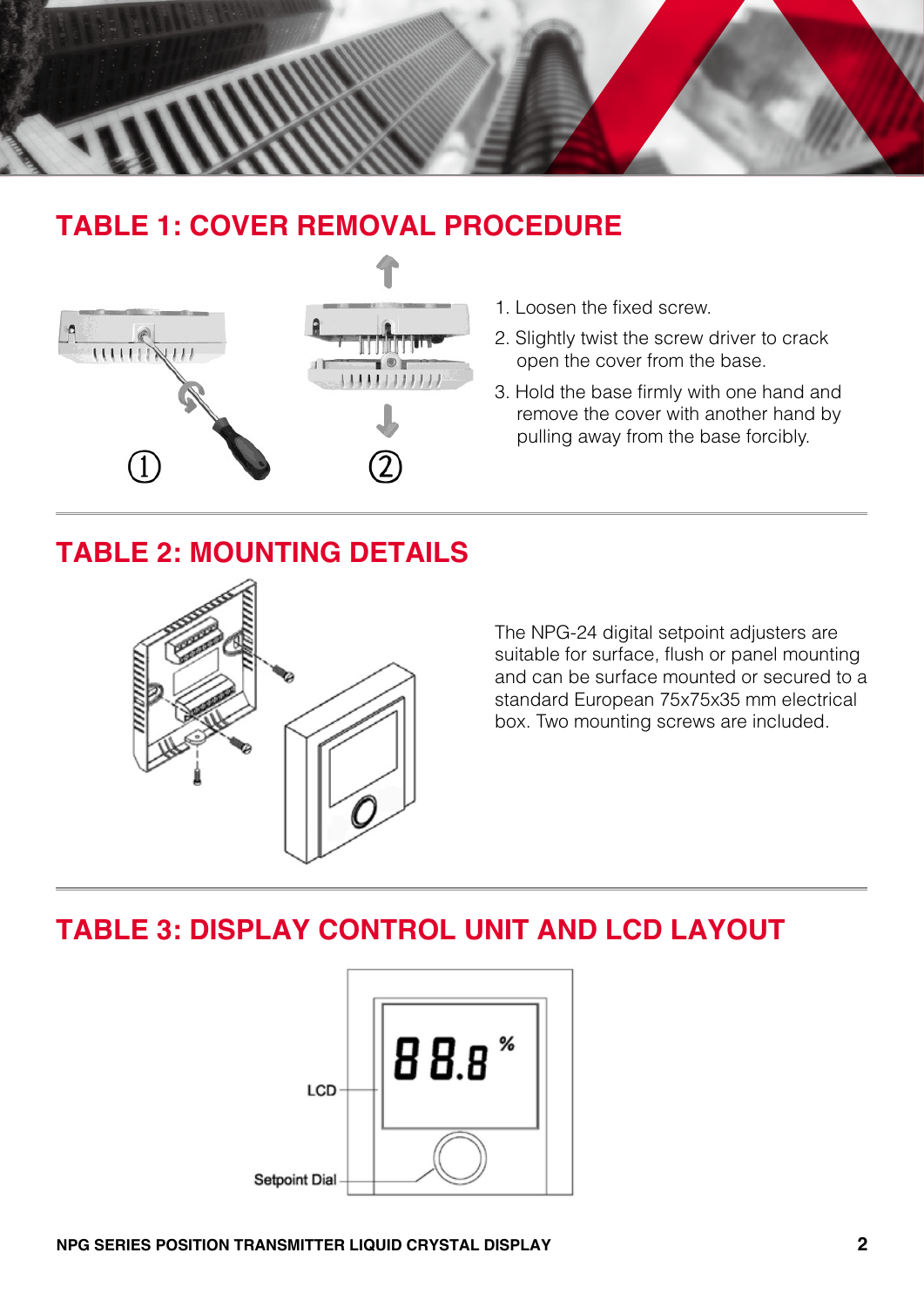## TABLE 1: COVER REMOVAL PROCEDURE

1. Loosen the fixed screw.
2. Slightly twist the screw driver to crack open the cover from the base.
3. Hold the base firmly with one hand and remove the cover with another hand by pulling away from the base forcibly.

## TABLE 2: MOUNTING DETAILS

The NPG-24 digital setpoint adjusters are suitable for surface, flush or panel mounting and can be surface mounted or secured to a standard European 75x75x35 mm electrical box. Two mounting screws are included.

## TABLE 3: DISPLAY CONTROL UNIT AND LCD LAYOUT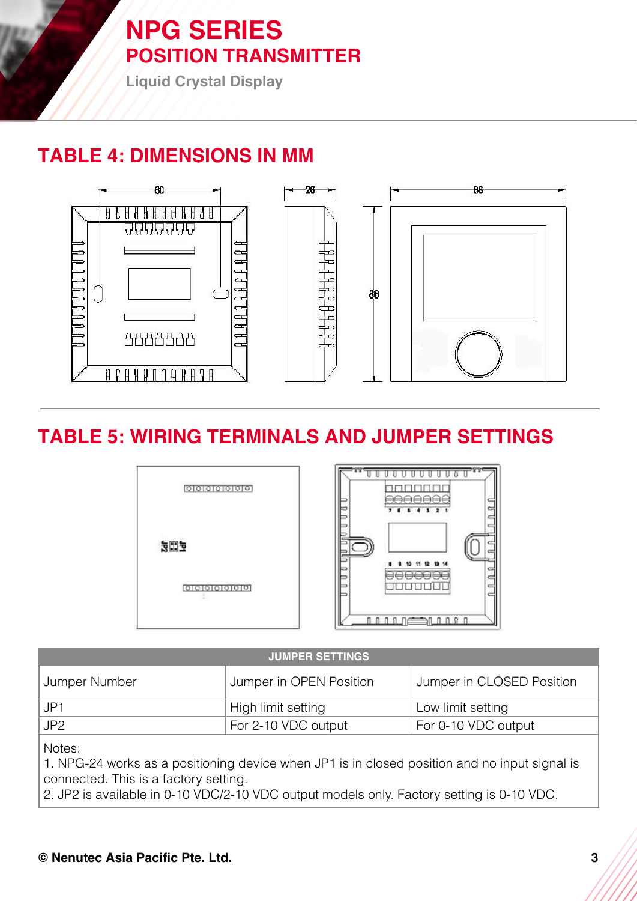# NPG SERIES
## POSITION TRANSMITTER
Liquid Crystal Display

## TABLE 4: DIMENSIONS IN MM

## TABLE 5: WIRING TERMINALS AND JUMPER SETTINGS

| JUMPER SETTINGS | | |
|---|---|---|
| Jumper Number | Jumper in OPEN Position | Jumper in CLOSED Position |
| JP1 | High limit setting | Low limit setting |
| JP2 | For 2-10 VDC output | For 0-10 VDC output |

Notes:
1. NPG-24 works as a positioning device when JP1 is in closed position and no input signal is connected. This is a factory setting.
2. JP2 is available in 0-10 VDC/2-10 VDC output models only. Factory setting is 0-10 VDC.

**© Nenutec Asia Pacific Pte. Ltd.**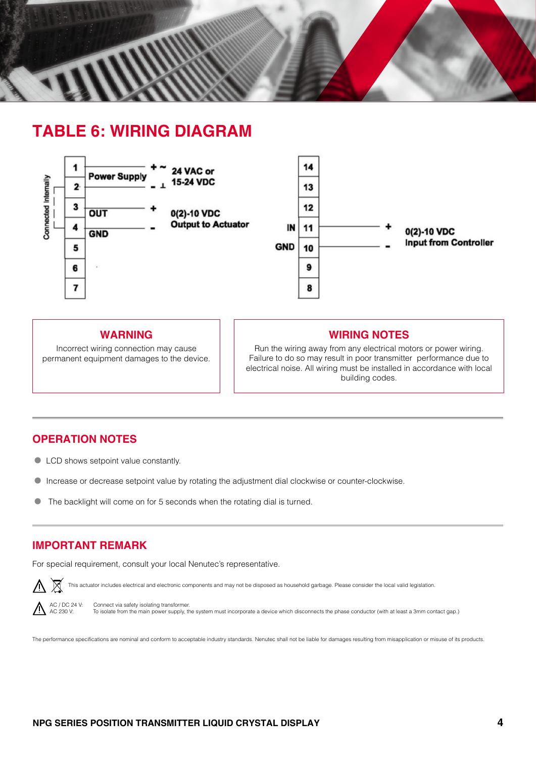# TABLE 6: WIRING DIAGRAM

Connected Internally

1 Power Supply + ~ 24 VAC or
2 - ⊥ 15-24 VDC
3 OUT + 0(2)-10 VDC
4 GND - Output to Actuator
5
6
7

14
13
12
IN 11 + 0(2)-10 VDC
GND 10 - Input from Controller
9
8

## WARNING

Incorrect wiring connection may cause permanent equipment damages to the device.

## WIRING NOTES

Run the wiring away from any electrical motors or power wiring. Failure to do so may result in poor transmitter performance due to electrical noise. All wiring must be installed in accordance with local building codes.

## OPERATION NOTES

- LCD shows setpoint value constantly.
- Increase or decrease setpoint value by rotating the adjustment dial clockwise or counter-clockwise.
- The backlight will come on for 5 seconds when the rotating dial is turned.

## IMPORTANT REMARK

For special requirement, consult your local Nenutec's representative.

This actuator includes electrical and electronic components and may not be disposed as household garbage. Please consider the local valid legislation.

AC / DC 24 V: Connect via safety isolating transformer.
AC 230 V: To isolate from the main power supply, the system must incorporate a device which disconnects the phase conductor (with at least a 3mm contact gap.)

The performance specifications are nominal and conform to acceptable industry standards. Nenutec shall not be liable for damages resulting from misapplication or misuse of its products.